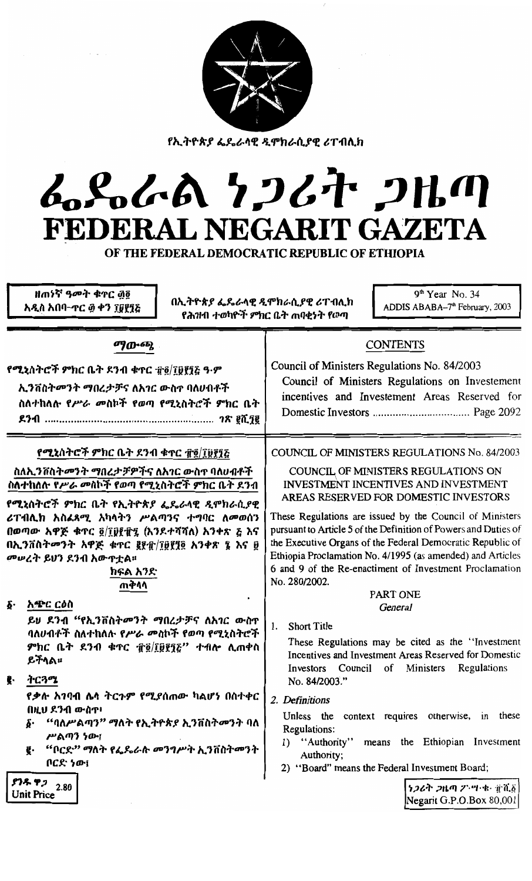የኢትዮጵያ ፌዴራላዊ ዲሞክራሲያዊ ሪፐብሊክ

# ፌዴራል ነጋሪት ጋዜጣ
# FEDERAL NEGARIT GAZETA
## OF THE FEDERAL DEMOCRATIC REPUBLIC OF ETHIOPIA

ዘጠነኛ ዓመት ቁጥር ፴፬
አዲስ አበባ–ጥር ፴ ቀን ፲፱፻፺፭

በኢትዮጵያ ፌዴራላዊ ዲሞክራሲያዊ ሪፐብሊክ
የሕዝብ ተወካዮች ምክር ቤት ጠባቂነት የወጣ

9th Year No. 34
ADDIS ABABA–7th February, 2003

| ማውጫ | CONTENTS |
| --- | --- |
| የሚኒስትሮች ምክር ቤት ደንብ ቁጥር ፹፬/፲፱፻፺፭ ዓ·ም<br>ኢንቨስትመንት ማበረታቻና ለአገር ውስጥ ባለሀብቶች ስለተከለሉ የሥራ መስኮች የወጣ የሚኒስትሮች ምክር ቤት ደንብ ...... ገጽ ፪ሺ፺፪ | Council of Ministers Regulations No. 84/2003<br>Council of Ministers Regulations on Investement incentives and Investement Areas Reserved for Domestic Investors ...... Page 2092 |

## የሚኒስትሮች ምክር ቤት ደንብ ቁጥር ፹፬/፲፱፻፺፭

### ስለኢንቨስትመንት ማበረታቻዎችና ለአገር ውስጥ ባለሀብቶች ስለተከለሉ የሥራ መስኮች የወጣ የሚኒስትሮች ምክር ቤት ደንብ

የሚኒስትሮች ምክር ቤት የኢትዮጵያ ፌዴራላዊ ዲሞክራሲያዊ ሪፐብሊክ አስፈጻሚ አካላትን ሥልጣንና ተግባር ለመወሰን በወጣው አዋጅ ቁጥር ፬/፲፱፻፹፯ (እንደተሻሻለ) አንቀጽ ፭ እና በኢንቨስትመንት አዋጅ ቁጥር ፪፻፹/፲፱፻፺፬ አንቀጽ ፮ እና ፱ መሠረት ይህን ደንብ አውጥቷል።

### ክፍል አንድ
#### ጠቅላላ

፩· **አጭር ርዕስ**

ይህ ደንብ "የኢንቨስትመንት ማበረታቻና ለአገር ውስጥ ባለሀብቶች ስለተከለሉ የሥራ መስኮች የወጣ የሚኒስትሮች ምክር ቤት ደንብ ቁጥር ፹፬/፲፱፻፺፭" ተብሎ ሊጠቀስ ይችላል።

፪· **ትርጓሜ**

የቃሉ አገባብ ሌላ ትርጉም የሚያሰጠው ካልሆነ በስተቀር በዚህ ደንብ ውስጥ፣

፩· "ባለሥልጣን" ማለት የኢትዮጵያ ኢንቨስትመንት ባለ ሥልጣን ነው፤

፪· "ቦርድ" ማለት የፌዴራሉ መንግሥት ኢንቨስትመንት ቦርድ ነው፤

## COUNCIL OF MINISTERS REGULATIONS No. 84/2003

### COUNCIL OF MINISTERS REGULATIONS ON INVESTMENT INCENTIVES AND INVESTMENT AREAS RESERVED FOR DOMESTIC INVESTORS

These Regulations are issued by the Council of Ministers pursuant to Article 5 of the Definition of Powers and Duties of the Executive Organs of the Federal Democratic Republic of Ethiopia Proclamation No. 4/1995 (as amended) and Articles 6 and 9 of the Re-enactiment of Investment Proclamation No. 280/2002.

### PART ONE
#### *General*

1. **Short Title**

These Regulations may be cited as the "Investment Incentives and Investment Areas Reserved for Domestic Investors Council of Ministers Regulations No. 84/2003."

2. *Definitions*

Unless the context requires otherwise, in these Regulations:

1) "Authority" means the Ethiopian Investment Authority;
2) "Board" means the Federal Investment Board;

ያንዱ ዋጋ 2.80
Unit Price

ነጋሪት ጋዜጣ ፖ·ሣ·ቁ· ፹ሺ፩
Negarit G.P.O.Box 80,001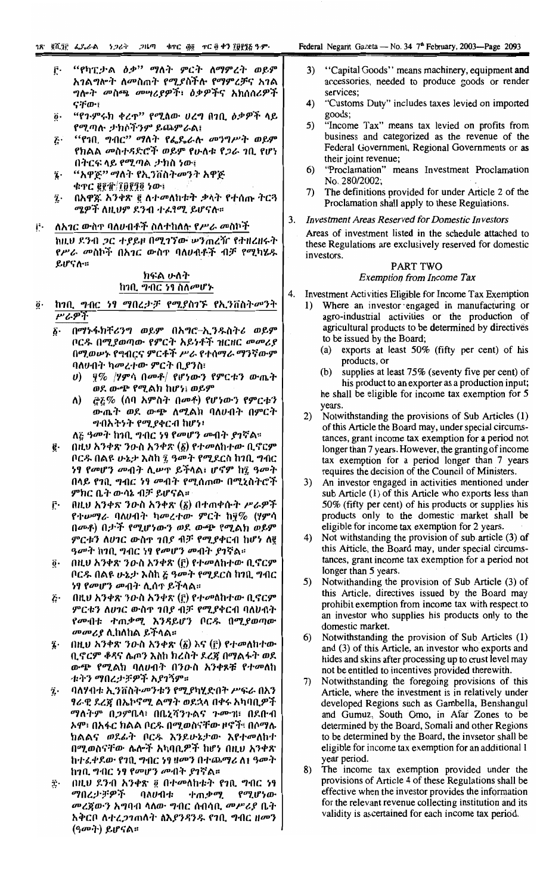፫· "የካፒታል ዕቃ" ማለት ምርት ለማምረት ወይም አገልግሎት ለመስጠት የሚያስችሉ የማምረቻና አገልግሎት መስጫ መሣሪያዎች፣ ዕቃዎችና አክሰሰሪዎች ናቸው፣

፬· "የጉምሩክ ቀረጥ" የሚለው ሀረግ በገቢ ዕቃዎች ላይ የሚጣሉ ታክሶችንም ይጨምራል፤

፭· "የገቢ ግብር" ማለት የፌዴራሉ መንግሥት ወይም የክልል መስተዳድሮች ወይም የሁለቱ የጋራ ገቢ የሆነ በትርፍ ላይ የሚጣል ታክስ ነው፤

፮· "አዋጅ" ማለት የኢንቨስትመንት አዋጅ ቁጥር ፪፻፹/፲፱፻፺፬ ነው፤

፯· በአዋጁ አንቀጽ ፪ ለተመለከቱት ቃላት የተሰጡ ትርጓሜዎች ለዚህም ደንብ ተፈፃሚ ይሆናሉ።

፫· ለአገር ውስጥ ባለሀብቶች ስለተከለሉ የሥራ መስኮች

ከዚህ ደንብ ጋር ተያይዞ በሚገኘው ሠንጠረዥ የተዘረዘሩት የሥራ መስኮች በአገር ውስጥ ባለሀብቶች ብቻ የሚካሄዱ ይሆናሉ።

## ክፍል ሁለት
## ከገቢ ግብር ነፃ ስለመሆን

፬· ከገቢ ግብር ነፃ ማበረታቻ የሚያስገኙ የኢንቨስትመንት ሥራዎች

፩· በማኑፋክቸሪንግ ወይም በአግሮ-ኢንዱስትሪ ወይም ቦርዱ በሚያወጣው የምርት አይነቶች ዝርዝር መመሪያ በሚወሠኑ የግብርና ምርቶች ሥራ የተሰማራ ማንኛውም ባለሀብት ካመረተው ምርት ቢያንስ፡

ሀ) ፶% /ሃምሳ በመቶ/ የሆነውን የምርቱን ውጤት ወደ ውጭ የሚልክ ከሆነ፤ ወይም

ለ) ፸፭% (ሰባ አምስት በመቶ) የሆነውን የምርቱን ውጤት ወደ ውጭ ለሚልክ ባለሀብት በምርት ግብአትነት የሚያቀርብ ከሆነ፣

ለ፭ ዓመት ከገቢ ግብር ነፃ የመሆን መብት ያገኛል።

፪· በዚህ አንቀጽ ንዑስ አንቀጽ (፩) የተመለከተው ቢኖርም ቦርዱ በልዩ ሁኔታ እስከ ፯ ዓመት የሚደርስ ከገቢ ግብር ነፃ የመሆን መብት ሊሠጥ ይችላል፡ ሆኖም ከ፯ ዓመት በላይ የገቢ ግብር ነፃ መብት የሚሰጠው በሚኒስትሮች ምክር ቤት ውሳኔ ብቻ ይሆናል።

፫· በዚህ አንቀጽ ንዑስ አንቀጽ (፩) በተጠቀሱት ሥራዎች የተሠማራ ባለሀብት ካመረተው ምርት ከ፶% (ሃምሳ በመቶ) በታች የሚሆነውን ወደ ውጭ የሚልክ ወይም ምርቱን ለሀገር ውስጥ ገበያ ብቻ የሚያቀርብ ከሆነ ለ፪ ዓመት ከገቢ ግብር ነፃ የመሆን መብት ያገኛል።

፬· በዚህ አንቀጽ ንዑስ አንቀጽ (፫) የተመለከተው ቢኖርም ቦርዱ በልዩ ሁኔታ እስከ ፭ ዓመት የሚደርስ ከገቢ ግብር ነፃ የመሆን መብት ሊሰጥ ይችላል።

፭· በዚህ አንቀጽ ንዑስ አንቀጽ (፫) የተመለከተው ቢኖርም ምርቱን ለሀገር ውስጥ ገበያ ብቻ የሚያቀርብ ባለሀብት የመብቱ ተጠቃሚ እንዳይሆን ቦርዱ በሚያወጣው መመሪያ ሊከለከል ይችላል።

፮· በዚህ አንቀጽ ንዑስ አንቀጽ (፩) እና (፫) የተመለከተው ቢኖርም ቆዳና ሌጦን እስከ ክረስት ደረጃ በማልፋት ወደ ውጭ የሚልክ ባለሀብት በንዑስ አንቀጾቹ የተመለከቱትን ማበረታቻዎች አያገኝም።

፯· ባለሃብቱ ኢንቨስትመንቱን የሚያካሂድበት ሥፍራ በአንፃራዊ ደረጃ በኤኮኖሚ ልማት ወደኋላ በቀሩ አካባቢዎች ማለትም በጋምቤላ፣ በቤኒሻንጉልና ጉሙዝ፣ በደቡብ ኦሞ፣ በአፋር ክልል ቦርዱ በሚወስናቸው ዞኖች፣ በሶማሌ ክልልና ወደፊት ቦርዱ እንደሁኔታው እየተመለከተ በሚወስናቸው ሌሎች አካባቢዎች ከሆነ በዚህ አንቀጽ ከተፈቀደው የገቢ ግብር ነፃ ዘመን በተጨማሪ ለ፩ ዓመት ከገቢ ግብር ነፃ የመሆን መብት ያገኛል።

፰· በዚህ ደንብ አንቀጽ ፬ በተመለከቱት የገቢ ግብር ነፃ ማበረታቻዎች ባለሀብቱ ተጠቃሚ የሚሆነው መረጃውን አግባብ ላለው ግብር ሰብሳቢ መሥሪያ ቤት አቅርቦ ለተረጋገጠለት ለእያንዳንዱ የገቢ ግብር ዘመን (ዓመት) ይሆናል።

3) "Capital Goods" means machinery, equipment and accessories, needed to produce goods or render services;

4) "Customs Duty" includes taxes levied on imported goods;

5) "Income Tax" means tax levied on profits from business and categorized as the revenue of the Federal Government, Regional Governments or as their joint revenue;

6) "Proclamation" means Investment Proclamation No. 280/2002;

7) The definitions provided for under Article 2 of the Proclamation shall apply to these Regulations.

3. *Investment Areas Reserved for Domestic Investors*

Areas of investment listed in the schedule attached to these Regulations are exclusively reserved for domestic investors.

## PART TWO
## *Exemption from Income Tax*

4. Investment Activities Eligible for Income Tax Exemption

1) Where an investor engaged in manufacturing or agro-industrial activities or the production of agricultural products to be determined by directives to be issued by the Board;
   (a) exports at least 50% (fifty per cent) of his products, or
   (b) supplies at least 75% (seventy five per cent) of his product to an exporter as a production input;
   he shall be eligible for income tax exemption for 5 years.

2) Notwithstanding the provisions of Sub Articles (1) of this Article the Board may, under special circumstances, grant income tax exemption for a period not longer than 7 years. However, the granting of income tax exemption for a period longer than 7 years requires the decision of the Council of Ministers.

3) An investor engaged in activities mentioned under sub Article (1) of this Article who exports less than 50% (fifty per cent) of his products or supplies his products only to the domestic market shall be eligible for income tax exemption for 2 years.

4) Not withstanding the provision of sub article (3) of this Article, the Board may, under special circumstances, grant income tax exemption for a period not longer than 5 years.

5) Notwithanding the provision of Sub Article (3) of this Article, directives issued by the Board may prohibit exemption from income tax with respect to an investor who supplies his products only to the domestic market.

6) Notwithstanding the provision of Sub Articles (1) and (3) of this Article, an investor who exports and hides and skins after processing up to crust level may not be entitled to incentives provided therewith.

7) Notwithstanding the foregoing provisions of this Article, where the investment is in relatively under developed Regions such as Gambella, Benshangul and Gumuz, South Omo, in Afar Zones to be determined by the Board, Somali and other Regions to be determined by the Board, the invsetor shall be eligible for income tax exemption for an additional 1 year period.

8) The income tax exemption provided under the provisions of Article 4 of these Regulations shall be effective when the investor provides the information for the relevant revenue collecting institution and its validity is ascertained for each income tax period.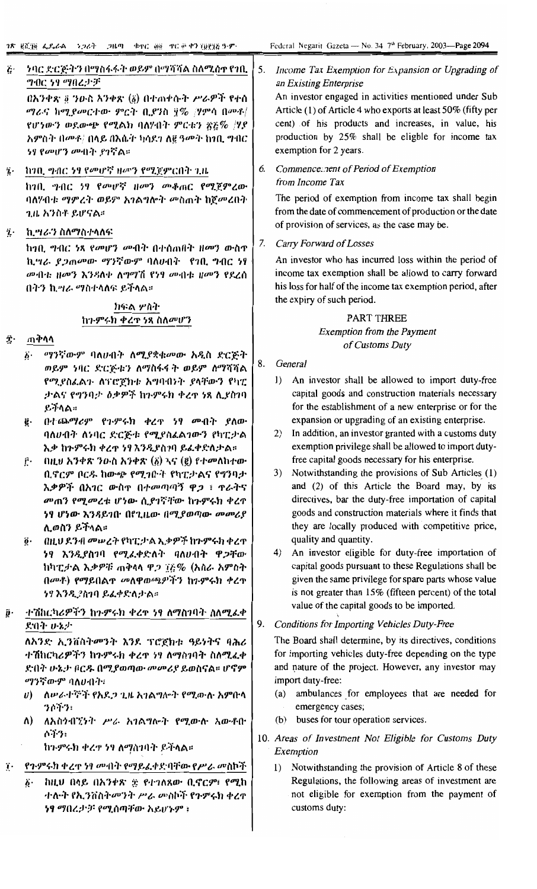፭· ነባር ድርጅትን በማስፋፋት ወይም በማሻሻል ስለሚሰጥ የገቢ ግብር ነፃ ማበረታቻ

በአንቀጽ ፬ ንዑስ አንቀጽ (፩) በተጠቀሱት ሥራዎች የተሰማራና ከሚያመርተው ምርት ቢያንስ ፶% /ሃምሳ በመቶ/ የሆነውን ወደውጭ የሚልክ ባለሃብት ምርቱን ፳፭% /ሃያ አምስት በመቶ/ በላይ በእሴት ካሳደገ ለ፪ ዓመት ከገቢ ግብር ነፃ የመሆን መብት ያገኛል።

፮· ከገቢ ግብር ነፃ የመሆኛ ዘመን የሚጀምርበት ጊዜ

ከገቢ ግብር ነፃ የመሆኛ ዘመን መቆጠር የሚጀምረው ባለሃብቱ ማምረት ወይም አገልግሎት መስጠት ከጀመረበት ጊዜ አንስቶ ይሆናል።

፯· ኪሣራን ስለማስተላለፍ

ከገቢ ግብር ነጻ የመሆን መብት በተሰጠበት ዘመን ውስጥ ኪሣራ ያጋጠመው ማንኛውም ባለሀብት የገቢ ግብር ነፃ መብቱ ዘመን እንዳለቀ ለግማሽ የነፃ መብቱ ዘመን የደረሰበትን ኪሣራ ማስተላለፍ ይችላል።

## ክፍል ሦስት
## ከጉምሩክ ቀረጥ ነጻ ስለመሆን

፰· ጠቅላላ

፩· ማንኛውም ባለሀብት ለሚያቋቁመው አዲስ ድርጅት ወይም ነባር ድርጅቱን ለማስፋፋት ወይም ለማሻሻል የሚያስፈልጉ ለፕሮጀክቱ አግባብነት ያላቸውን የካፒታልና የግንባታ ዕቃዎች ከጉምሩክ ቀረጥ ነጻ ሊያስገባ ይችላል።

፪· በተጨማሪም የጉምሩክ ቀረጥ ነፃ መብት ያለው ባለሀብት ለንግድ ድርጅቱ የሚያስፈልገውን የካፒታል እቃ ከጉምሩክ ቀረጥ ነፃ እንዲያስገባ ይፈቀድለታል።

፫· በዚህ አንቀጽ ንዑስ አንቀጽ (፩) እና (፪) የተመለከተው ቢኖርም ቦርዱ ከውጭ የሚገቡት የካፒታልና የግንባታ እቃዎች በአገር ውስጥ በተመጣጣኝ ዋጋ ፣ ጥራትና መጠን የሚመረቱ ሆነው ሲያገኛቸው ከጉምሩክ ቀረጥ ነፃ ሆነው እንዳይገቡ በየጊዜው በሚያወጣው መመሪያ ሊወስን ይችላል።

፬· በዚህ ደንብ መሠረት የካፒታል እቃዎችን ከጉምሩክ ቀረጥ ነፃ እንዲያስገባ የሚፈቀድለት ባለሀብት ዋጋቸው ከካፒታል እቃዎቹ ጠቅላላ ዋጋ ፲፭% (አስራ አምስት በመቶ) የማይበልጥ መለዋወጫዎችን ከጉምሩክ ቀረጥ ነፃ እንዲያስገባ ይፈቀድለታል።

፱· ተሽከርካሪዎችን ከጉምሩክ ቀረጥ ነፃ ለማስገባት ስለሚፈቀድበት ሁኔታ

ለአንድ ኢንቨስትመንት እንደ ፕሮጀክቱ ዓይነትና ባሕሪ ተሽከርካሪዎችን ከጉምሩክ ቀረጥ ነፃ ለማስገባት ስለሚፈቀድበት ሁኔታ ቦርዱ በሚያወጣው መመሪያ ይወስናል። ሆኖም ማንኛውም ባለሀብት፣

ሀ) ለሠራተኞች የአደጋ ጊዜ አገልግሎት የሚውሉ አምቡላንሶችን፣

ለ) ለአስጎብኚነት ሥራ አገልግሎት የሚውሉ አውቶቡሶችን፣

ከጉምሩክ ቀረጥ ነፃ ለማስገባት ይችላል።

፲· የጉምሩክ ቀረጥ ነፃ መብት የማይፈቀድባቸው የሥራ መስኮች

፩· ከዚህ በላይ በአንቀጽ ፰ የተገለጸው ቢኖርም፣ የሚከተሉት የኢንቨስትመንት ሥራ መስኮች የጉምሩክ ቀረጥ ነፃ ማበረታቻ የሚሰጣቸው አይሆኑም ፣

---

5. *Income Tax Exemption for Expansion or Upgrading of an Existing Enterprise*

An investor engaged in activities mentioned under Sub Article (1) of Article 4 who exports at least 50% (fifty per cent) of his products and increases, in value, his production by 25% shall be eligible for income tax exemption for 2 years.

6. *Commencement of Period of Exemption from Income Tax*

The period of exemption from income tax shall begin from the date of commencement of production or the date of provision of services, as the case may be.

7. *Carry Forward of Losses*

An investor who has incurred loss within the period of income tax exemption shall be allowd to carry forward his loss for half of the income tax exemption period, after the expiry of such period.

## PART THREE
## *Exemption from the Payment of Customs Duty*

8. *General*

1) An investor shall be allowed to import duty-free capital goods and construction materials necessary for the establishment of a new enterprise or for the expansion or upgrading of an existing enterprise.

2) In addition, an investor granted with a customs duty exemption privilege shall be allowed to import duty-free capital goods necessary for his enterprise.

3) Notwithstanding the provisions of Sub Articles (1) and (2) of this Article the Board may, by its directives, bar the duty-free importation of capital goods and construction materials where it finds that they are locally produced with competitive price, quality and quantity.

4) An investor eligible for duty-free importation of capital goods pursuant to these Regulations shall be given the same privilege for spare parts whose value is not greater than 15% (fifteen percent) of the total value of the capital goods to be imported.

9. *Conditions for Importing Vehicles Duty-Free*

The Board shall determine, by its directives, conditions for importing vehicles duty-free depending on the type and nature of the project. However, any investor may import duty-free:

(a) ambulances for employees that are needed for emergency cases;

(b) buses for tour operation services.

10. *Areas of Investment Not Eligible for Customs Duty Exemption*

1) Notwithstanding the provision of Article 8 of these Regulations, the following areas of investment are not eligible for exemption from the payment of customs duty: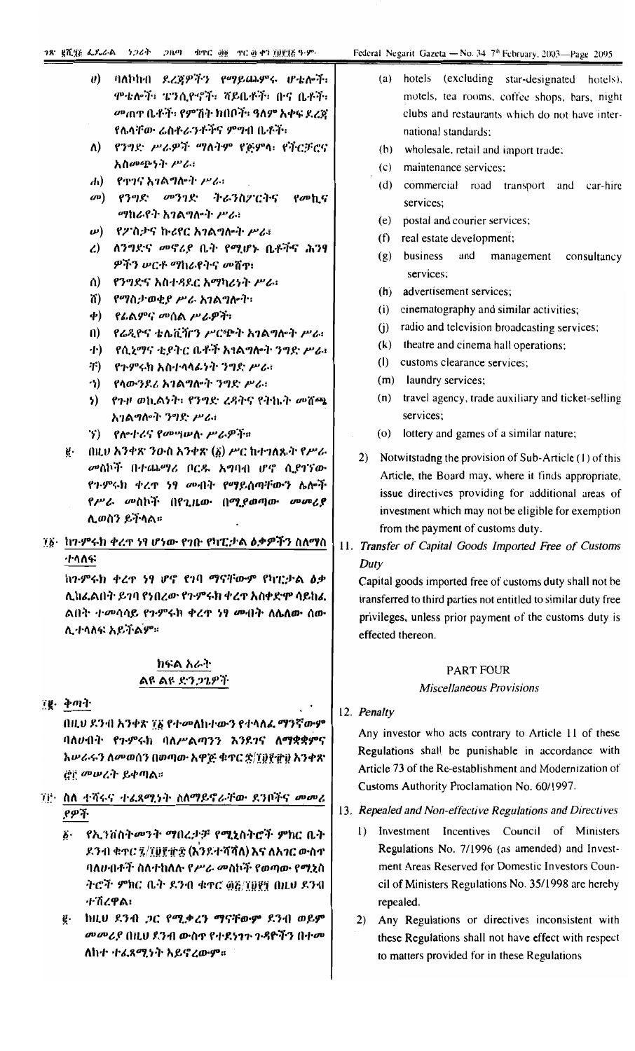- ሀ) ባለኮከብ ደረጃዎችን የማይጨምሩ ሆቴሎች፣ ሞቴሎች፣ ፔንሲዮኖች፣ ሻይቤቶች፣ ቡና ቤቶች፣ መጠጥ ቤቶች፣ የምሽት ክበቦች፣ ዓለም አቀፍ ደረጃ የሌላቸው ሬስቶራንቶችና ምግብ ቤቶች፣
- ለ) የንግድ ሥራዎች ማለትም የጅምላ፣ የችርቻሮና አስመጭነት ሥራ፣
- ሐ) የጥገና አገልግሎት ሥራ፣
- መ) የንግድ መንገድ ትራንስፖርትና የመኪና ማከራየት አገልግሎት ሥራ፣
- ሠ) የፖስታና ኩሪየር አገልግሎት ሥራ፣
- ረ) ለንግድና መኖሪያ ቤት የሚሆኑ ቤቶችንና ሕንፃ ዎችን ሠርቶ ማከራየትና መሸጥ፣
- ሰ) የንግድና አስተዳደር አማካሪነት ሥራ፣
- ሸ) የማስታወቂያ ሥራ አገልግሎት፣
- ቀ) የፊልምና መሰል ሥራዎች፣
- በ) የሬዲዮና ቴሌቪዥን ሥርጭት አገልግሎት ሥራ፣
- ተ) የሲኒማና ቲያትር ቤቶች አገልግሎት ንግድ ሥራ፣
- ቸ) የጉምሩክ አስተላላፊነት ንግድ ሥራ፣
- ኀ) የላውንደሪ አገልግሎት ንግድ ሥራ፣
- ነ) የጉዞ ወኪልነት፣ የንግድ ረዳትና የትኬት መሸጫ አገልግሎት ንግድ ሥራ፣
- ኘ) የሎተሪና የመጫወቻ ሥራዎች።

፪· በዚህ አንቀጽ ንዑስ አንቀጽ (፩) ሥር ከተገለጹት የሥራ መስኮች በተጨማሪ ቦርዱ አግባብ ሆኖ ሲያገኘው የጉምሩክ ቀረጥ ነፃ መብት የማያስጠቅሙን ሌሎች የሥራ መስኮች በየጊዜው በሚያወጣው መመሪያ ሊወስን ይችላል።

## ፲፩· ከጉምሩክ ቀረጥ ነፃ የሆነው የገቡ የካፒታል ዕቃዎችን ስለማስተላለፍ

ከጉምሩክ ቀረጥ ነፃ ሆኖ የገባ ማናቸውም የካፒታል ዕቃ ሊከፈልበት ይገባ የነበረው የጉምሩክ ቀረጥ አስቀድሞ ሳይከፈልበት ተመሳሳይ የጉምሩክ ቀረጥ ነፃ መብት ለሌለው ሰው ሊተላለፍ አይችልም።

## ክፍል አራት
### ልዩ ልዩ ድንጋጌዎች

## ፲፪· ቅጣት

በዚህ ደንብ አንቀጽ ፲፩ የተመለከተውን የተላለፈ ማንኛውም ባለሀብት የጉምሩክ ባለሥልጣንን እንደገና ለማቋቋምና አሠራሩን ለመወሰን በወጣው አዋጅ ቁጥር ፷/፲፱፻፹፱ አንቀጽ ፸፫ መሠረት ይቀጣል።

## ፲፫· ስለ ተሻሩና ተፈጻሚነት ስለማይኖራቸው ደንቦችና መመሪያዎች

፩· የኢንቨስትመንት ማበረታቻ የሚኒስትሮች ምክር ቤት ደንብ ቁጥር ፯/፲፱፻፹፰ (እንደተሻሻለ) እና ለአገር ውስጥ ባለሀብቶች ስለተከለሉ የሥራ መስኮች የወጣው የሚኒስትሮች ምክር ቤት ደንብ ቁጥር ፴፭/፲፱፻፺ በዚህ ደንብ ተሽረዋል፣

፪· ከዚህ ደንብ ጋር የሚቃረን ማናቸውም ደንብ ወይም መመሪያ በዚህ ደንብ ውስጥ የተደነገጉ ጉዳዮችን በተመለከተ ተፈጻሚነት አይኖረውም።

- (a) hotels (excluding star-designated hotels), motels, tea rooms, coffee shops, bars, night clubs and restaurants which do not have international standards;
- (b) wholesale, retail and import trade;
- (c) maintenance services;
- (d) commercial road transport and car-hire services;
- (e) postal and courier services;
- (f) real estate development;
- (g) business and management consultancy services;
- (h) advertisement services;
- (i) cinematography and similar activities;
- (j) radio and television broadcasting services;
- (k) theatre and cinema hall operations;
- (l) customs clearance services;
- (m) laundry services;
- (n) travel agency, trade auxiliary and ticket-selling services;
- (o) lottery and games of a similar nature;

2) Notwitstadng the provision of Sub-Article (1) of this Article, the Board may, where it finds appropriate, issue directives providing for additional areas of investment which may not be eligible for exemption from the payment of customs duty.

## 11. Transfer of Capital Goods Imported Free of Customs Duty

Capital goods imported free of customs duty shall not be transferred to third parties not entitled to similar duty free privileges, unless prior payment of the customs duty is effected thereon.

## PART FOUR
### *Miscellaneous Provisions*

## 12. Penalty

Any investor who acts contrary to Article 11 of these Regulations shall be punishable in accordance with Article 73 of the Re-establishment and Modernization of Customs Authority Proclamation No. 60/1997.

## 13. Repealed and Non-effective Regulations and Directives

1) Investment Incentives Council of Ministers Regulations No. 7/1996 (as amended) and Investment Areas Reserved for Domestic Investors Council of Ministers Regulations No. 35/1998 are hereby repealed.

2) Any Regulations or directives inconsistent with these Regulations shall not have effect with respect to matters provided for in these Regulations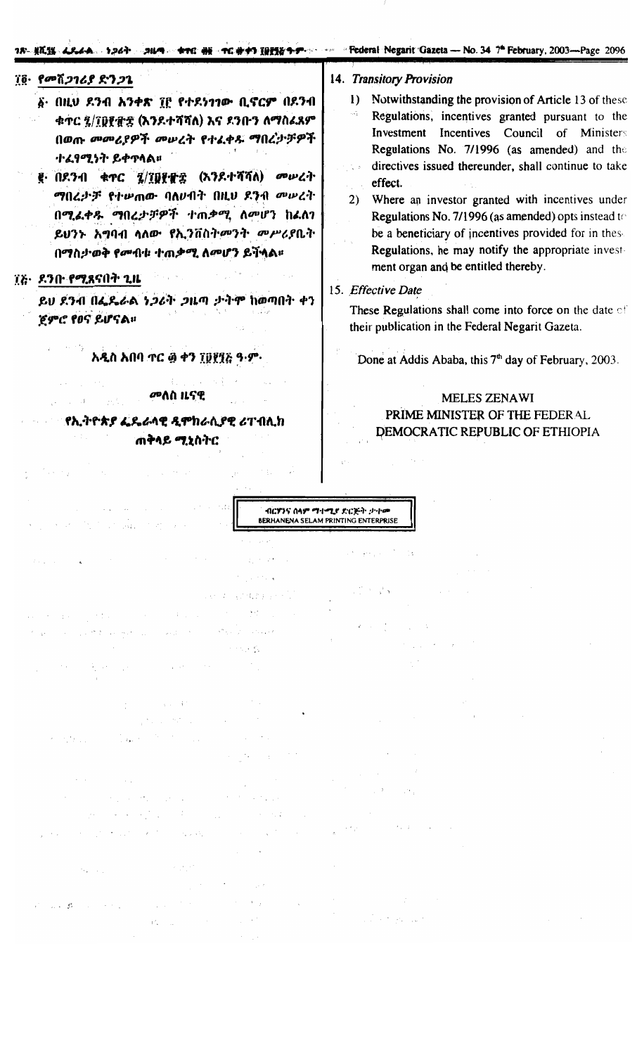## ፲፬· የመሸጋገሪያ ድንጋጌ

፩· በዚህ ደንብ አንቀጽ ፲፫ የተደነገገው ቢኖርም በደንብ ቁጥር ፯/፲፱፻፹፰ (እንደተሻሻለ) እና ደንቡን ለማስፈጸም በወጡ መመሪያዎች መሠረት የተፈቀዱ ማበረታቻዎች ተፈፃሚነት ይቀጥላል።

፪· በደንብ ቁጥር ፯/፲፱፻፹፰ (እንደተሻሻለ) መሠረት ማበረታቻ የተሠጠው ባለሀብት በዚህ ደንብ መሠረት በሚፈቀዱ ማበረታቻዎች ተጠቃሚ ለመሆን ከፈለገ ይህንኑ አግባብ ላለው የኢንቨስትመንት መሥሪያቤት በማስታወቅ የመብቱ ተጠቃሚ ለመሆን ይችላል።

## ፲፭· ደንቡ የሚጸናበት ጊዜ

ይህ ደንብ በፌዴራል ነጋሪት ጋዜጣ ታትሞ ከወጣበት ቀን ጀምሮ የፀና ይሆናል።

አዲስ አበባ ጥር ፴ ቀን ፲፱፻፺፭ ዓ·ም·

መለስ ዜናዊ

የኢትዮጵያ ፌዴራላዊ ዲሞክራሲያዊ ሪፐብሊክ ጠቅላይ ሚኒስትር

## 14. *Transitory Provision*

1) Notwithstanding the provision of Article 13 of these Regulations, incentives granted pursuant to the Investment Incentives Council of Ministers Regulations No. 7/1996 (as amended) and the directives issued thereunder, shall continue to take effect.

2) Where an investor granted with incentives under Regulations No. 7/1996 (as amended) opts instead to be a beneficiary of incentives provided for in these Regulations, he may notify the appropriate investment organ and be entitled thereby.

## 15. *Effective Date*

These Regulations shall come into force on the date of their publication in the Federal Negarit Gazeta.

Done at Addis Ababa, this 7th day of February, 2003.

MELES ZENAWI

PRIME MINISTER OF THE FEDERAL DEMOCRATIC REPUBLIC OF ETHIOPIA

ብርሃንና ሰላም ማተሚያ ድርጅት ታተመ
BERHANENA SELAM PRINTING ENTERPRISE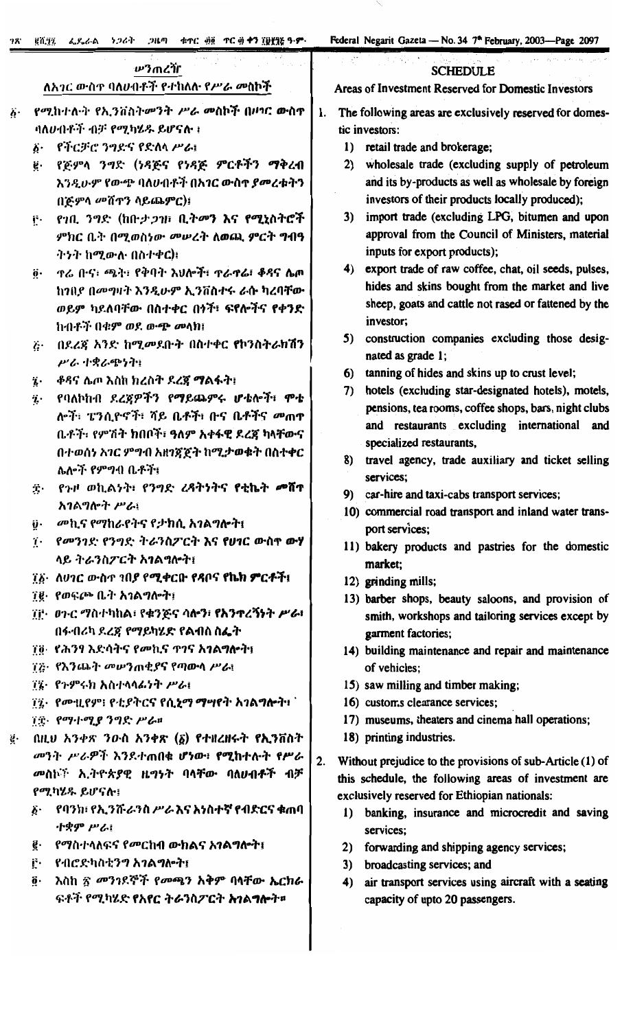## ሠንጠረዥ

### ለአገር ውስጥ ባለሀብቶች የተከለሉ የሥራ መስኮች

፩· የሚከተሉት የኢንቨስትመንት ሥራ መስኮች በሀገር ውስጥ ባለሀብቶች ብቻ የሚካሄዱ ይሆናሉ ፤

፩· የችርቻሮ ንግድና የድለላ ሥራ፤

፪· የጅምላ ንግድ (ነዳጅና የነዳጅ ምርቶችን ማቅረብ እንዲሁም የውጭ ባለሀብቶች በአገር ውስጥ ያመረቱትን በጅምላ መሸጥን ሳይጨምር)፤

፫· የገቢ ንግድ (ከቡታጋዝ፣ ቢትመን እና የሚኒስትሮች ምክር ቤት በሚወስነው መሠረት ለወጪ ምርት ግብዓት ትነት ከሚውሉ በስተቀር)፤

፬· ጥሬ ቡና፣ ጫት፣ የቅባት እህሎች፣ ጥራጥሬ፣ ቆዳና ሌጦ ከገበያ በመግዛት እንዲሁም ኢንቨስተሩ ራሱ ካረባቸው ወይም ካደለባቸው በስተቀር በጎች፣ ፍየሎችና የቀንድ ከብቶች በቁም ወደ ውጭ መላክ፤

፭· በደረጃ አንድ ከሚመደቡት በስተቀር የኮንስትራክሽን ሥራ ተቋራጭነት፣

፮· ቆዳና ሌጦ እስከ ክረስት ደረጃ ማልፋት፤

፯· የባለኮከብ ደረጃዎችን የማይጨምሩ ሆቴሎች፣ ሞቴሎች፣ ፔንሲዮኖች፣ ሻይ ቤቶች፣ ቡና ቤቶችና መጠጥ ቤቶች፣ የምሽት ክበቦች፣ ዓለም አቀፋዊ ደረጃ ካላቸውና በተወሰነ አገር ምግብ አዘገጃጀት ከሚታወቁት በስተቀር ሌሎች የምግብ ቤቶች፤

፰· የጉዞ ወኪልነት፣ የንግድ ረዳትነትና የቲኬት መሸጥ አገልግሎት ሥራ፤

፱· መኪና የማከራየትና የታክሲ አገልግሎት፤

፲· የመንገድ የንግድ ትራንስፖርት እና የሀገር ውስጥ ውሃ ላይ ትራንስፖርት አገልግሎት፤

፲፩· ለሀገር ውስጥ ገበያ የሚቀርቡ የዳቦና የኬክ ምርቶች፤

፲፪· የወፍጮ ቤት አገልግሎት፤

፲፫· ፀጉር ማስተካከል፣ የቁንጅና ሳሎን፣ የአንጥረኝነት ሥራ፣ በፋብሪካ ደረጃ የማይካሄድ የልብስ ስፌት

፲፬· የሕንፃ እድሳትና የመኪና ጥገና አገልግሎት፣

፲፭· የእንጨት መሠንጠቂያና የጣውላ ሥራ፤

፲፮· የጉምሩክ አስተላላፊነት ሥራ፤

፲፯· የሙዚየም፣ የቲያትርና የሲኒማ ማሣየት አገልግሎት፣

፲፰· የማተሚያ ንግድ ሥራ።

፪· በዚህ አንቀጽ ንዑስ አንቀጽ (፩) የተዘረዘሩት የኢንቨስትመንት ሥራዎች እንደተጠበቁ ሆነው፣ የሚከተሉት የሥራ መስኮች ኢትዮጵያዊ ዜግነት ባላቸው ባለሀብቶች ብቻ የሚካሄዱ ይሆናሉ፤

፩· የባንክ፣ የኢንሹራንስ ሥራ እና አነስተኛ የብድርና ቁጠባ ተቋም ሥራ፤

፪· የማስተላለፍና የመርከብ ውክልና አገልግሎት፤

፫· የብሮድካስቲንግ አገልግሎት፤

፬· እስከ ፳ መንገደኞች የመጫን አቅም ባላቸው አውሮፕላኖች የሚካሄድ የአየር ትራንስፖርት አገልግሎት።

## SCHEDULE

### Areas of Investment Reserved for Domestic Investors

1. The following areas are exclusively reserved for domestic investors:
   1) retail trade and brokerage;
   2) wholesale trade (excluding supply of petroleum and its by-products as well as wholesale by foreign investors of their products locally produced);
   3) import trade (excluding LPG, bitumen and upon approval from the Council of Ministers, material inputs for export products);
   4) export trade of raw coffee, chat, oil seeds, pulses, hides and skins bought from the market and live sheep, goats and cattle not rased or fattened by the investor;
   5) construction companies excluding those designated as grade 1;
   6) tanning of hides and skins up to crust level;
   7) hotels (excluding star-designated hotels), motels, pensions, tea rooms, coffee shops, bars, night clubs and restaurants excluding international and specialized restaurants,
   8) travel agency, trade auxiliary and ticket selling services;
   9) car-hire and taxi-cabs transport services;
   10) commercial road transport and inland water transport services;
   11) bakery products and pastries for the domestic market;
   12) grinding mills;
   13) barber shops, beauty saloons, and provision of smith, workshops and tailoring services except by garment factories;
   14) building maintenance and repair and maintenance of vehicles;
   15) saw milling and timber making;
   16) customs clearance services;
   17) museums, theaters and cinema hall operations;
   18) printing industries.
2. Without prejudice to the provisions of sub-Article (1) of this schedule, the following areas of investment are exclusively reserved for Ethiopian nationals:
   1) banking, insurance and microcredit and saving services;
   2) forwarding and shipping agency services;
   3) broadcasting services; and
   4) air transport services using aircraft with a seating capacity of upto 20 passengers.